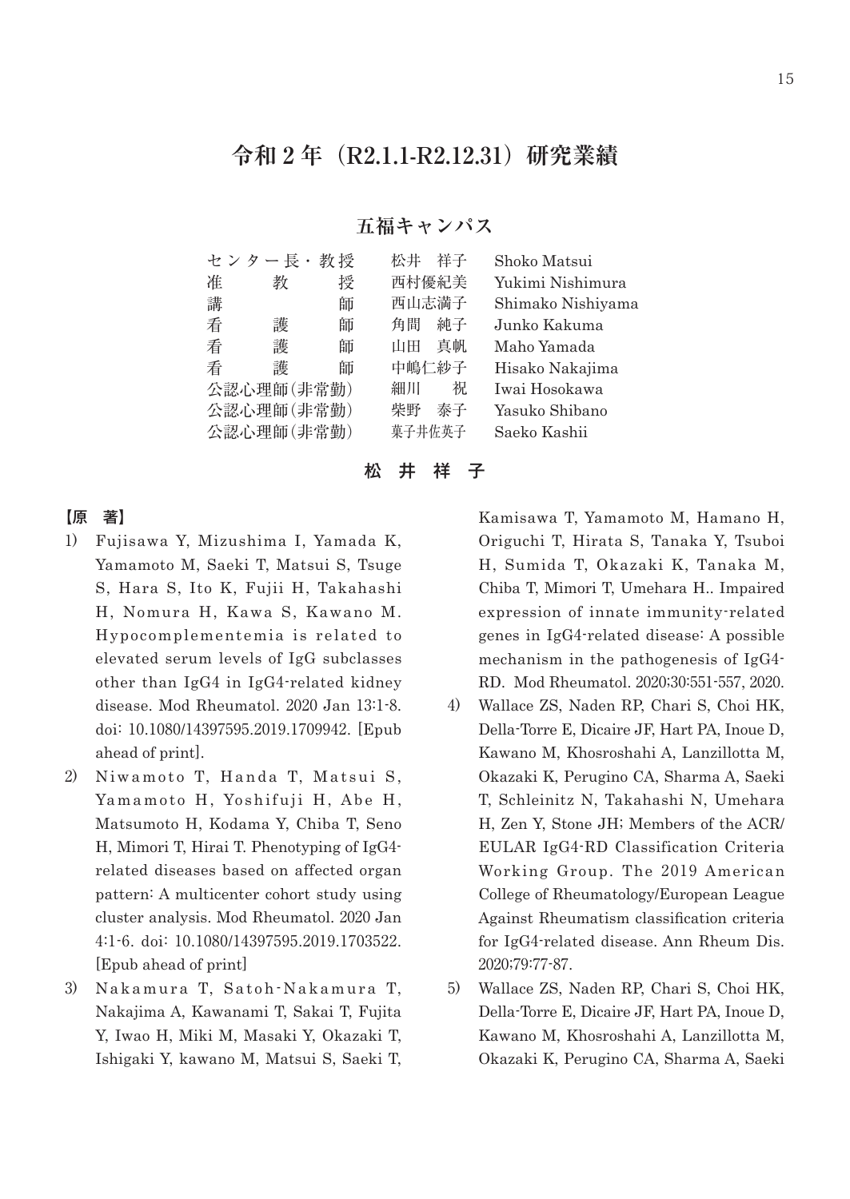# 令和 2 年（R2.1.1-R2.12.31）研究業績

## 五福キャンパス

| | | |
|---|---|---|
| センター長・教授 | 松井　祥子 | Shoko Matsui |
| 准　教　授 | 西村優紀美 | Yukimi Nishimura |
| 講　　　師 | 西山志満子 | Shimako Nishiyama |
| 看　護　師 | 角間　純子 | Junko Kakuma |
| 看　護　師 | 山田　真帆 | Maho Yamada |
| 看　護　師 | 中嶋仁紗子 | Hisako Nakajima |
| 公認心理師(非常勤) | 細川　祝 | Iwai Hosokawa |
| 公認心理師(非常勤) | 柴野　泰子 | Yasuko Shibano |
| 公認心理師(非常勤) | 菓子井佐英子 | Saeko Kashii |

### 松 井 祥 子

**【原　著】**

1) Fujisawa Y, Mizushima I, Yamada K, Yamamoto M, Saeki T, Matsui S, Tsuge S, Hara S, Ito K, Fujii H, Takahashi H, Nomura H, Kawa S, Kawano M. Hypocomplementemia is related to elevated serum levels of IgG subclasses other than IgG4 in IgG4-related kidney disease. Mod Rheumatol. 2020 Jan 13:1-8. doi: 10.1080/14397595.2019.1709942. [Epub ahead of print].
2) Niwamoto T, Handa T, Matsui S, Yamamoto H, Yoshifuji H, Abe H, Matsumoto H, Kodama Y, Chiba T, Seno H, Mimori T, Hirai T. Phenotyping of IgG4-related diseases based on affected organ pattern: A multicenter cohort study using cluster analysis. Mod Rheumatol. 2020 Jan 4:1-6. doi: 10.1080/14397595.2019.1703522. [Epub ahead of print]
3) Nakamura T, Satoh-Nakamura T, Nakajima A, Kawanami T, Sakai T, Fujita Y, Iwao H, Miki M, Masaki Y, Okazaki T, Ishigaki Y, kawano M, Matsui S, Saeki T, Kamisawa T, Yamamoto M, Hamano H, Origuchi T, Hirata S, Tanaka Y, Tsuboi H, Sumida T, Okazaki K, Tanaka M, Chiba T, Mimori T, Umehara H.. Impaired expression of innate immunity-related genes in IgG4-related disease: A possible mechanism in the pathogenesis of IgG4-RD. Mod Rheumatol. 2020;30:551-557, 2020.
4) Wallace ZS, Naden RP, Chari S, Choi HK, Della-Torre E, Dicaire JF, Hart PA, Inoue D, Kawano M, Khosroshahi A, Lanzillotta M, Okazaki K, Perugino CA, Sharma A, Saeki T, Schleinitz N, Takahashi N, Umehara H, Zen Y, Stone JH; Members of the ACR/EULAR IgG4-RD Classification Criteria Working Group. The 2019 American College of Rheumatology/European League Against Rheumatism classification criteria for IgG4-related disease. Ann Rheum Dis. 2020;79:77-87.
5) Wallace ZS, Naden RP, Chari S, Choi HK, Della-Torre E, Dicaire JF, Hart PA, Inoue D, Kawano M, Khosroshahi A, Lanzillotta M, Okazaki K, Perugino CA, Sharma A, Saeki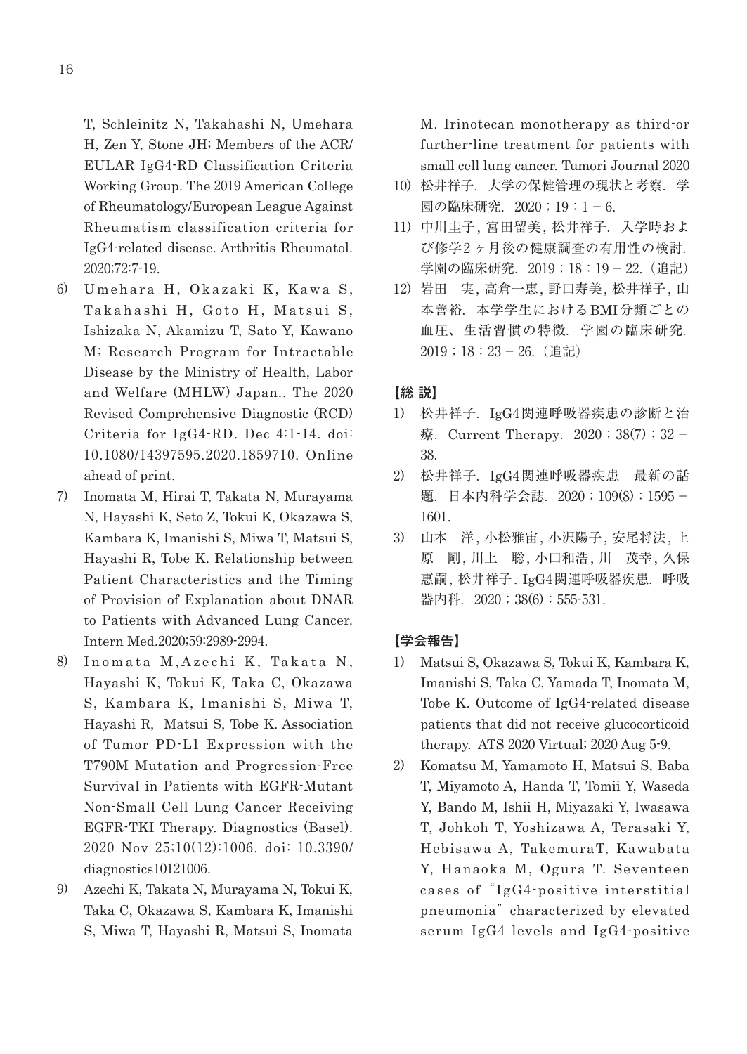T, Schleinitz N, Takahashi N, Umehara H, Zen Y, Stone JH; Members of the ACR/EULAR IgG4-RD Classification Criteria Working Group. The 2019 American College of Rheumatology/European League Against Rheumatism classification criteria for IgG4-related disease. Arthritis Rheumatol. 2020;72:7-19.

6) Umehara H, Okazaki K, Kawa S, Takahashi H, Goto H, Matsui S, Ishizaka N, Akamizu T, Sato Y, Kawano M; Research Program for Intractable Disease by the Ministry of Health, Labor and Welfare (MHLW) Japan.. The 2020 Revised Comprehensive Diagnostic (RCD) Criteria for IgG4-RD. Dec 4:1-14. doi: 10.1080/14397595.2020.1859710. Online ahead of print.

7) Inomata M, Hirai T, Takata N, Murayama N, Hayashi K, Seto Z, Tokui K, Okazawa S, Kambara K, Imanishi S, Miwa T, Matsui S, Hayashi R, Tobe K. Relationship between Patient Characteristics and the Timing of Provision of Explanation about DNAR to Patients with Advanced Lung Cancer. Intern Med.2020;59:2989-2994.

8) Inomata M,Azechi K, Takata N, Hayashi K, Tokui K, Taka C, Okazawa S, Kambara K, Imanishi S, Miwa T, Hayashi R, Matsui S, Tobe K. Association of Tumor PD-L1 Expression with the T790M Mutation and Progression-Free Survival in Patients with EGFR-Mutant Non-Small Cell Lung Cancer Receiving EGFR-TKI Therapy. Diagnostics (Basel). 2020 Nov 25;10(12):1006. doi: 10.3390/diagnostics10121006.

9) Azechi K, Takata N, Murayama N, Tokui K, Taka C, Okazawa S, Kambara K, Imanishi S, Miwa T, Hayashi R, Matsui S, Inomata M. Irinotecan monotherapy as third-or further-line treatment for patients with small cell lung cancer. Tumori Journal 2020

10) 松井祥子．大学の保健管理の現状と考察．学園の臨床研究．2020；19：1－6.

11) 中川圭子, 宮田留美, 松井祥子．入学時および修学2ヶ月後の健康調査の有用性の検討．学園の臨床研究．2019；18：19－22.（追記）

12) 岩田　実, 高倉一恵, 野口寿美, 松井祥子, 山本善裕．本学学生におけるBMI分類ごとの血圧、生活習慣の特徴．学園の臨床研究．2019；18：23－26.（追記）

**【総 説】**

1) 松井祥子．IgG4関連呼吸器疾患の診断と治療．Current Therapy．2020；38(7)：32－38.

2) 松井祥子．IgG4関連呼吸器疾患　最新の話題．日本内科学会誌．2020；109(8)：1595－1601.

3) 山本　洋, 小松雅宙, 小沢陽子, 安尾将法, 上原　剛, 川上　聡, 小口和浩, 川　茂幸, 久保惠嗣, 松井祥子. IgG4関連呼吸器疾患．呼吸器内科．2020；38(6)：555-531.

**【学会報告】**

1) Matsui S, Okazawa S, Tokui K, Kambara K, Imanishi S, Taka C, Yamada T, Inomata M, Tobe K. Outcome of IgG4-related disease patients that did not receive glucocorticoid therapy. ATS 2020 Virtual; 2020 Aug 5-9.

2) Komatsu M, Yamamoto H, Matsui S, Baba T, Miyamoto A, Handa T, Tomii Y, Waseda Y, Bando M, Ishii H, Miyazaki Y, Iwasawa T, Johkoh T, Yoshizawa A, Terasaki Y, Hebisawa A, TakemuraT, Kawabata Y, Hanaoka M, Ogura T. Seventeen cases of "IgG4-positive interstitial pneumonia" characterized by elevated serum IgG4 levels and IgG4-positive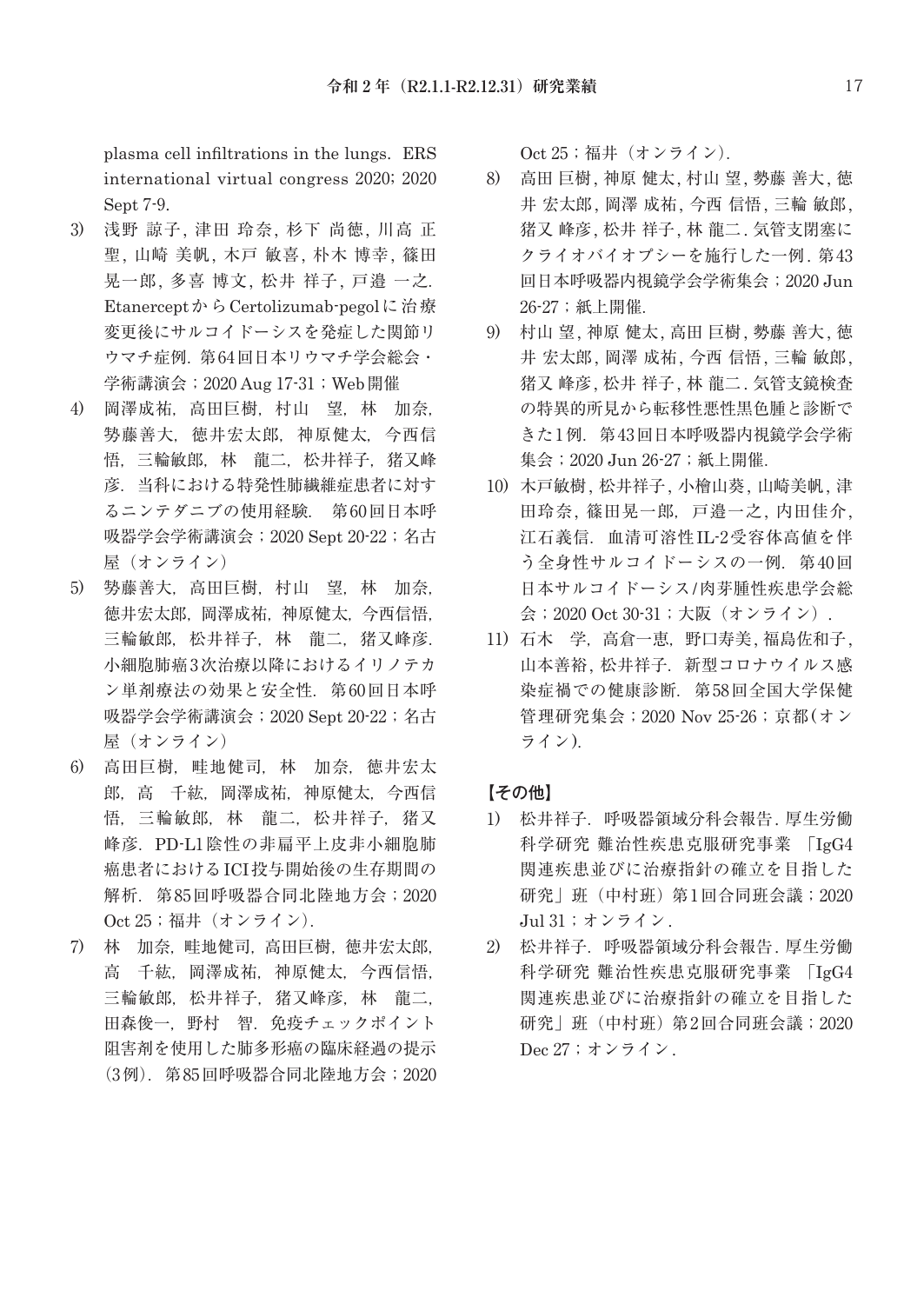plasma cell infiltrations in the lungs. ERS international virtual congress 2020; 2020 Sept 7-9.

3) 浅野 諒子, 津田 玲奈, 杉下 尚徳, 川高 正聖, 山崎 美帆, 木戸 敏喜, 朴木 博幸, 篠田 晃一郎, 多喜 博文, 松井 祥子, 戸邉 一之. EtanerceptからCertolizumab-pegolに治療変更後にサルコイドーシスを発症した関節リウマチ症例. 第64回日本リウマチ学会総会・学術講演会；2020 Aug 17-31；Web開催

4) 岡澤成祐, 高田巨樹, 村山　望, 林　加奈, 勢藤善大, 徳井宏太郎, 神原健太, 今西信悟, 三輪敏郎, 林　龍二, 松井祥子, 猪又峰彦. 当科における特発性肺繊維症患者に対するニンテダニブの使用経験. 第60回日本呼吸器学会学術講演会；2020 Sept 20-22；名古屋（オンライン）

5) 勢藤善大, 高田巨樹, 村山　望, 林　加奈, 徳井宏太郎, 岡澤成祐, 神原健太, 今西信悟, 三輪敏郎, 松井祥子, 林　龍二, 猪又峰彦. 小細胞肺癌3次治療以降におけるイリノテカン単剤療法の効果と安全性. 第60回日本呼吸器学会学術講演会；2020 Sept 20-22；名古屋（オンライン）

6) 高田巨樹, 畦地健司, 林　加奈, 徳井宏太郎, 高　千紘, 岡澤成祐, 神原健太, 今西信悟, 三輪敏郎, 林　龍二, 松井祥子, 猪又峰彦. PD-L1陰性の非扁平上皮非小細胞肺癌患者におけるICI投与開始後の生存期間の解析. 第85回呼吸器合同北陸地方会；2020 Oct 25；福井（オンライン）.

7) 林　加奈, 畦地健司, 高田巨樹, 徳井宏太郎, 高　千紘, 岡澤成祐, 神原健太, 今西信悟, 三輪敏郎, 松井祥子, 猪又峰彦, 林　龍二, 田森俊一, 野村　智. 免疫チェックポイント阻害剤を使用した肺多形癌の臨床経過の提示(3例). 第85回呼吸器合同北陸地方会；2020 Oct 25；福井（オンライン）.

8) 高田 巨樹, 神原 健太, 村山 望, 勢藤 善大, 徳井 宏太郎, 岡澤 成祐, 今西 信悟, 三輪 敏郎, 猪又 峰彦, 松井 祥子, 林 龍二. 気管支閉塞にクライオバイオプシーを施行した一例. 第43回日本呼吸器内視鏡学会学術集会；2020 Jun 26-27；紙上開催.

9) 村山 望, 神原 健太, 高田 巨樹, 勢藤 善大, 徳井 宏太郎, 岡澤 成祐, 今西 信悟, 三輪 敏郎, 猪又 峰彦, 松井 祥子, 林 龍二. 気管支鏡検査の特異的所見から転移性悪性黒色腫と診断できた1例. 第43回日本呼吸器内視鏡学会学術集会；2020 Jun 26-27；紙上開催.

10) 木戸敏喜, 松井祥子, 小檜山葵, 山崎美帆, 津田玲奈, 篠田晃一郎, 戸邉一之, 内田佳介, 江石義信. 血清可溶性IL-2受容体高値を伴う全身性サルコイドーシスの一例. 第40回日本サルコイドーシス/肉芽腫性疾患学会総会；2020 Oct 30-31；大阪（オンライン）.

11) 石木　学, 高倉一恵, 野口寿美, 福島佐和子, 山本善裕, 松井祥子. 新型コロナウイルス感染症禍での健康診断. 第58回全国大学保健管理研究集会；2020 Nov 25-26；京都(オンライン).

## 【その他】

1) 松井祥子. 呼吸器領域分科会報告. 厚生労働科学研究 難治性疾患克服研究事業 「IgG4関連疾患並びに治療指針の確立を目指した研究」班（中村班）第1回合同班会議；2020 Jul 31；オンライン.

2) 松井祥子. 呼吸器領域分科会報告. 厚生労働科学研究 難治性疾患克服研究事業 「IgG4関連疾患並びに治療指針の確立を目指した研究」班（中村班）第2回合同班会議；2020 Dec 27；オンライン.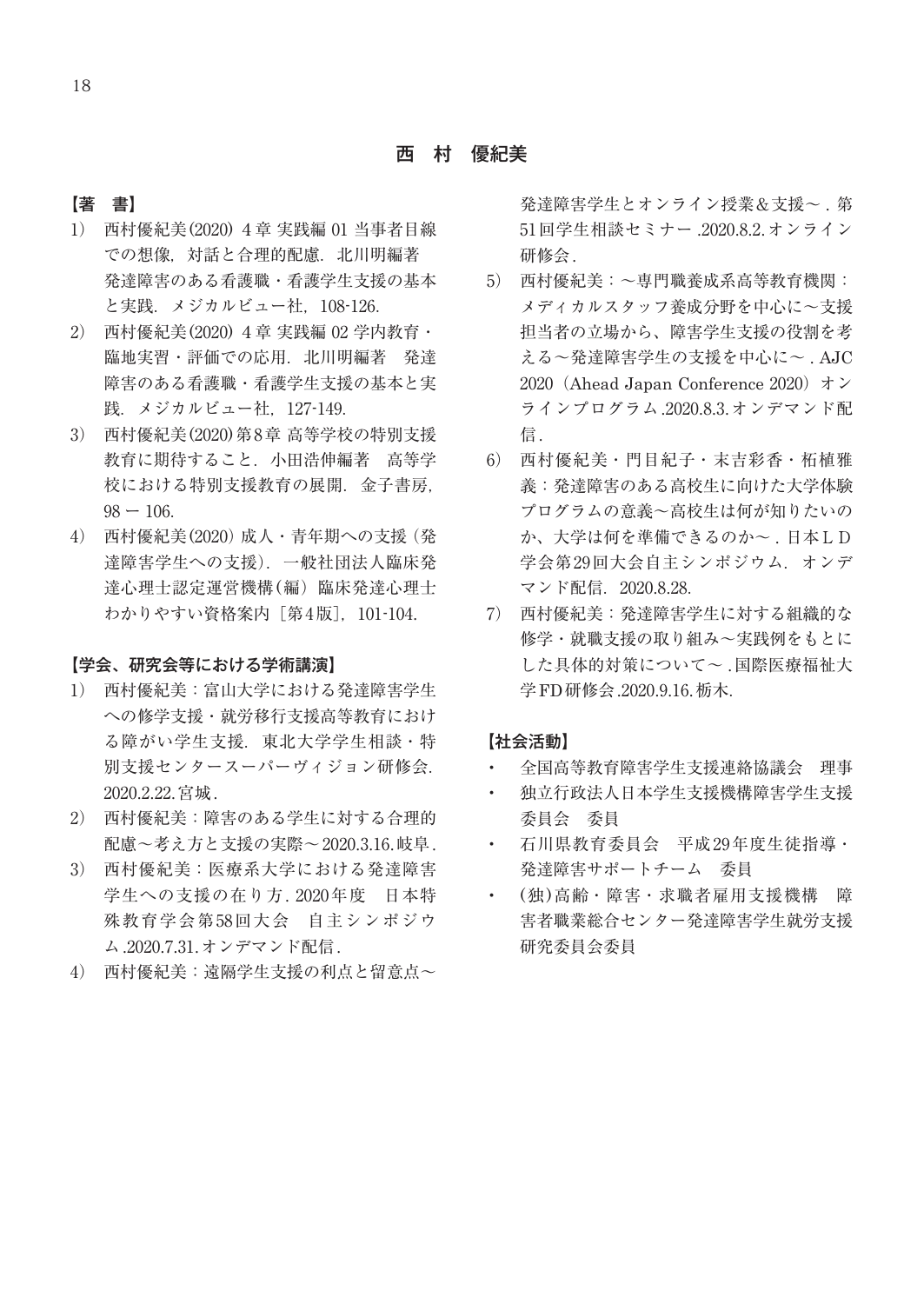## 西　村　優紀美

### 【著　書】

1) 西村優紀美(2020) 4章 実践編 01 当事者目線での想像，対話と合理的配慮．北川明編著　発達障害のある看護職・看護学生支援の基本と実践．メジカルビュー社，108-126.
2) 西村優紀美(2020) 4章 実践編 02 学内教育・臨地実習・評価での応用．北川明編著　発達障害のある看護職・看護学生支援の基本と実践．メジカルビュー社，127-149.
3) 西村優紀美(2020)第8章 高等学校の特別支援教育に期待すること．小田浩伸編著　高等学校における特別支援教育の展開．金子書房，98 − 106.
4) 西村優紀美(2020) 成人・青年期への支援（発達障害学生への支援）．一般社団法人臨床発達心理士認定運営機構(編) 臨床発達心理士わかりやすい資格案内［第4版］，101-104.

### 【学会、研究会等における学術講演】

1) 西村優紀美：富山大学における発達障害学生への修学支援・就労移行支援高等教育における障がい学生支援．東北大学学生相談・特別支援センタースーパーヴィジョン研修会．2020.2.22.宮城．
2) 西村優紀美：障害のある学生に対する合理的配慮〜考え方と支援の実際〜2020.3.16.岐阜．
3) 西村優紀美：医療系大学における発達障害学生への支援の在り方．2020年度　日本特殊教育学会第58回大会　自主シンポジウム.2020.7.31.オンデマンド配信．
4) 西村優紀美：遠隔学生支援の利点と留意点〜発達障害学生とオンライン授業＆支援〜．第51回学生相談セミナー.2020.8.2.オンライン研修会．
5) 西村優紀美：〜専門職養成系高等教育機関：メディカルスタッフ養成分野を中心に〜支援担当者の立場から、障害学生支援の役割を考える〜発達障害学生の支援を中心に〜．AJC 2020（Ahead Japan Conference 2020）オンラインプログラム.2020.8.3.オンデマンド配信．
6) 西村優紀美・門目紀子・末吉彩香・柘植雅義：発達障害のある高校生に向けた大学体験プログラムの意義〜高校生は何が知りたいのか、大学は何を準備できるのか〜．日本ＬＤ学会第29回大会自主シンポジウム．オンデマンド配信．2020.8.28.
7) 西村優紀美：発達障害学生に対する組織的な修学・就職支援の取り組み〜実践例をもとにした具体的対策について〜．国際医療福祉大学FD研修会.2020.9.16.栃木．

### 【社会活動】

- 全国高等教育障害学生支援連絡協議会　理事
- 独立行政法人日本学生支援機構障害学生支援委員会　委員
- 石川県教育委員会　平成29年度生徒指導・発達障害サポートチーム　委員
- (独)高齢・障害・求職者雇用支援機構　障害者職業総合センター発達障害学生就労支援研究委員会委員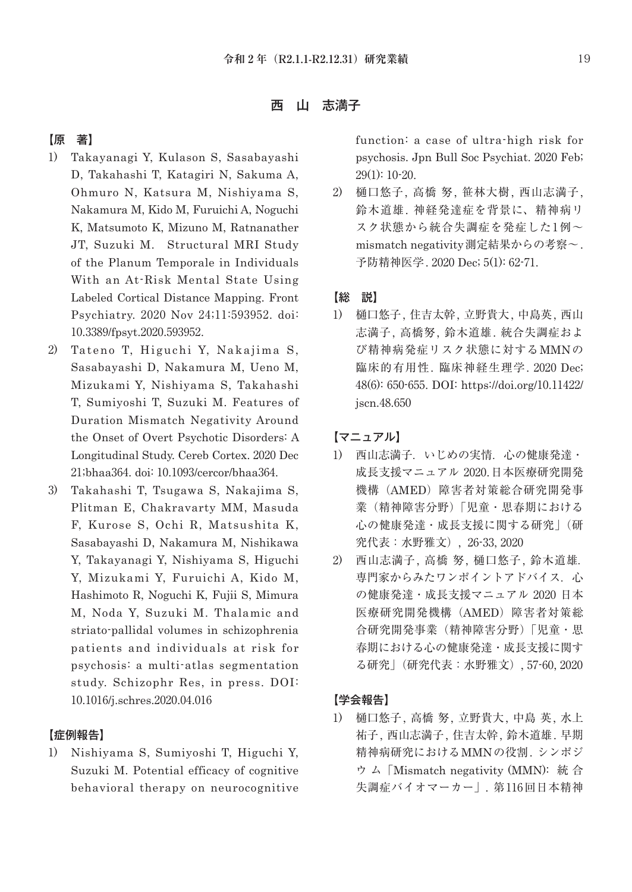## 西　山　志満子

### 【原　著】

1) Takayanagi Y, Kulason S, Sasabayashi D, Takahashi T, Katagiri N, Sakuma A, Ohmuro N, Katsura M, Nishiyama S, Nakamura M, Kido M, Furuichi A, Noguchi K, Matsumoto K, Mizuno M, Ratnanather JT, Suzuki M. Structural MRI Study of the Planum Temporale in Individuals With an At-Risk Mental State Using Labeled Cortical Distance Mapping. Front Psychiatry. 2020 Nov 24;11:593952. doi: 10.3389/fpsyt.2020.593952.
2) Tateno T, Higuchi Y, Nakajima S, Sasabayashi D, Nakamura M, Ueno M, Mizukami Y, Nishiyama S, Takahashi T, Sumiyoshi T, Suzuki M. Features of Duration Mismatch Negativity Around the Onset of Overt Psychotic Disorders: A Longitudinal Study. Cereb Cortex. 2020 Dec 21;bhaa364. doi: 10.1093/cercor/bhaa364.
3) Takahashi T, Tsugawa S, Nakajima S, Plitman E, Chakravarty MM, Masuda F, Kurose S, Ochi R, Matsushita K, Sasabayashi D, Nakamura M, Nishikawa Y, Takayanagi Y, Nishiyama S, Higuchi Y, Mizukami Y, Furuichi A, Kido M, Hashimoto R, Noguchi K, Fujii S, Mimura M, Noda Y, Suzuki M. Thalamic and striato-pallidal volumes in schizophrenia patients and individuals at risk for psychosis: a multi-atlas segmentation study. Schizophr Res, in press. DOI: 10.1016/j.schres.2020.04.016

### 【症例報告】

1) Nishiyama S, Sumiyoshi T, Higuchi Y, Suzuki M. Potential efficacy of cognitive behavioral therapy on neurocognitive function: a case of ultra-high risk for psychosis. Jpn Bull Soc Psychiat. 2020 Feb; 29(1): 10-20.
2) 樋口悠子, 高橋 努, 笹林大樹, 西山志満子, 鈴木道雄. 神経発達症を背景に、精神病リスク状態から統合失調症を発症した1例～mismatch negativity測定結果からの考察～. 予防精神医学. 2020 Dec; 5(1): 62-71.

### 【総　説】

1) 樋口悠子, 住吉太幹, 立野貴大, 中島英, 西山志満子, 高橋努, 鈴木道雄. 統合失調症および精神病発症リスク状態に対するMMNの臨床的有用性. 臨床神経生理学. 2020 Dec; 48(6): 650-655. DOI: https://doi.org/10.11422/jscn.48.650

### 【マニュアル】

1) 西山志満子.　いじめの実情.　心の健康発達・成長支援マニュアル 2020. 日本医療研究開発機構（AMED）障害者対策総合研究開発事業（精神障害分野）「児童・思春期における心の健康発達・成長支援に関する研究」（研究代表：水野雅文）, 26-33, 2020
2) 西山志満子, 高橋 努, 樋口悠子, 鈴木道雄. 専門家からみたワンポイントアドバイス.　心の健康発達・成長支援マニュアル 2020 日本医療研究開発機構（AMED）障害者対策総合研究開発事業（精神障害分野）「児童・思春期における心の健康発達・成長支援に関する研究」（研究代表：水野雅文）, 57-60, 2020

### 【学会報告】

1) 樋口悠子, 高橋 努, 立野貴大, 中島 英, 水上祐子, 西山志満子, 住吉太幹, 鈴木道雄. 早期精神病研究におけるMMNの役割. シンポジウム「Mismatch negativity (MMN): 統合失調症バイオマーカー」. 第116回日本精神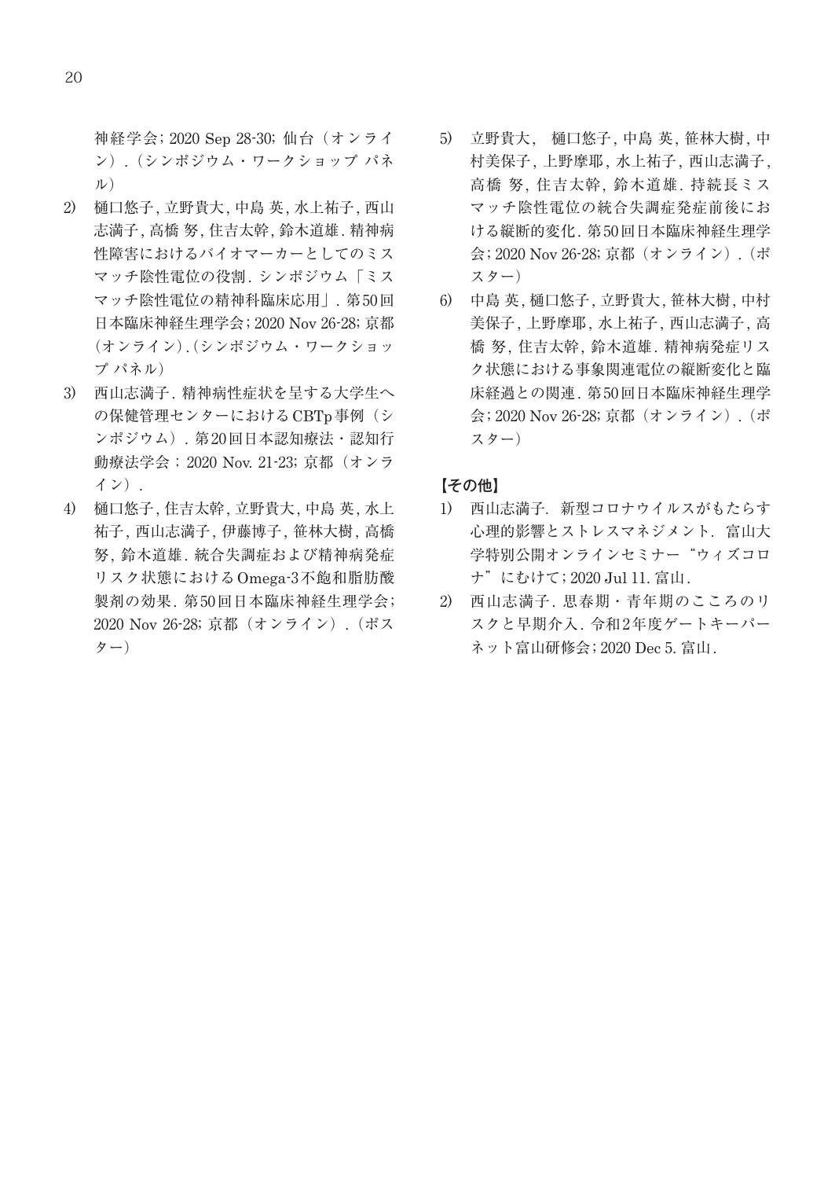神経学会; 2020 Sep 28-30; 仙台（オンライン）.（シンポジウム・ワークショップ パネル）

2) 樋口悠子, 立野貴大, 中島 英, 水上祐子, 西山志満子, 高橋 努, 住吉太幹, 鈴木道雄. 精神病性障害におけるバイオマーカーとしてのミスマッチ陰性電位の役割. シンポジウム「ミスマッチ陰性電位の精神科臨床応用」. 第50回日本臨床神経生理学会; 2020 Nov 26-28; 京都（オンライン）.（シンポジウム・ワークショップ パネル）

3) 西山志満子. 精神病性症状を呈する大学生への保健管理センターにおけるCBTp事例（シンポジウム）. 第20回日本認知療法・認知行動療法学会；2020 Nov. 21-23; 京都（オンライン）.

4) 樋口悠子, 住吉太幹, 立野貴大, 中島 英, 水上祐子, 西山志満子, 伊藤博子, 笹林大樹, 高橋 努, 鈴木道雄. 統合失調症および精神病発症リスク状態におけるOmega-3不飽和脂肪酸製剤の効果. 第50回日本臨床神経生理学会; 2020 Nov 26-28; 京都（オンライン）.（ポスター）

5) 立野貴大, 樋口悠子, 中島 英, 笹林大樹, 中村美保子, 上野摩耶, 水上祐子, 西山志満子, 高橋 努, 住吉太幹, 鈴木道雄. 持続長ミスマッチ陰性電位の統合失調症発症前後における縦断的変化. 第50回日本臨床神経生理学会; 2020 Nov 26-28; 京都（オンライン）.（ポスター）

6) 中島 英, 樋口悠子, 立野貴大, 笹林大樹, 中村美保子, 上野摩耶, 水上祐子, 西山志満子, 高橋 努, 住吉太幹, 鈴木道雄. 精神病発症リスク状態における事象関連電位の縦断変化と臨床経過との関連. 第50回日本臨床神経生理学会; 2020 Nov 26-28; 京都（オンライン）.（ポスター）

**【その他】**

1) 西山志満子. 新型コロナウイルスがもたらす心理的影響とストレスマネジメント. 富山大学特別公開オンラインセミナー“ウィズコロナ”にむけて; 2020 Jul 11. 富山.

2) 西山志満子. 思春期・青年期のこころのリスクと早期介入. 令和2年度ゲートキーパーネット富山研修会; 2020 Dec 5. 富山.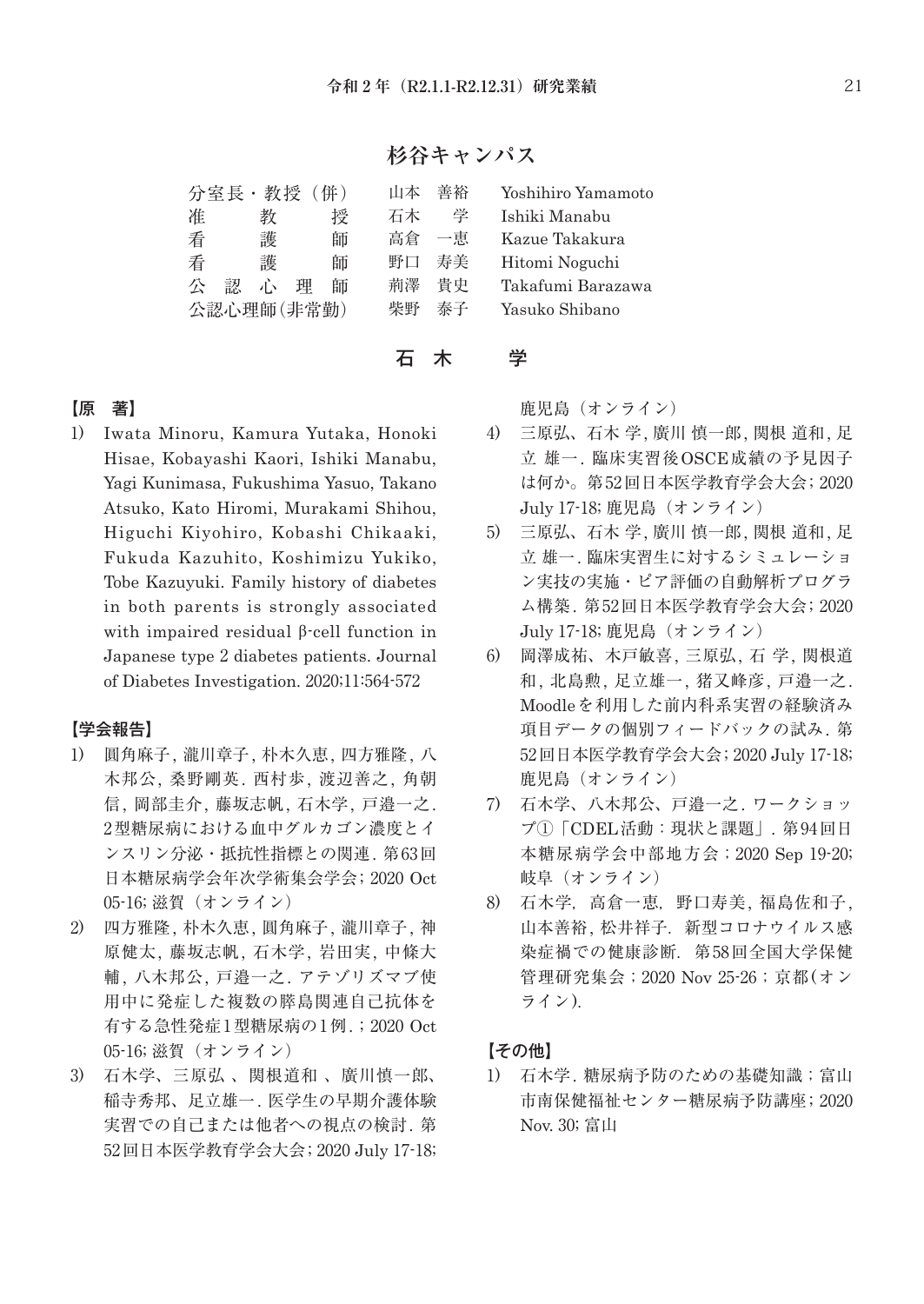## 杉谷キャンパス

| | | |
|---|---|---|
| 分室長・教授（併） | 山本　善裕 | Yoshihiro Yamamoto |
| 准　教　授 | 石木　学 | Ishiki Manabu |
| 看　護　師 | 高倉　一恵 | Kazue Takakura |
| 看　護　師 | 野口　寿美 | Hitomi Noguchi |
| 公認心理師 | 荊澤　貴史 | Takafumi Barazawa |
| 公認心理師(非常勤) | 柴野　泰子 | Yasuko Shibano |

### 石　木　　学

**【原　著】**

1) Iwata Minoru, Kamura Yutaka, Honoki Hisae, Kobayashi Kaori, Ishiki Manabu, Yagi Kunimasa, Fukushima Yasuo, Takano Atsuko, Kato Hiromi, Murakami Shihou, Higuchi Kiyohiro, Kobashi Chikaaki, Fukuda Kazuhito, Koshimizu Yukiko, Tobe Kazuyuki. Family history of diabetes in both parents is strongly associated with impaired residual β-cell function in Japanese type 2 diabetes patients. Journal of Diabetes Investigation. 2020;11:564-572

**【学会報告】**

1) 圓角麻子, 瀧川章子, 朴木久恵, 四方雅隆, 八木邦公, 桑野剛英. 西村歩, 渡辺善之, 角朝信, 岡部圭介, 藤坂志帆, 石木学, 戸邉一之. 2型糖尿病における血中グルカゴン濃度とインスリン分泌・抵抗性指標との関連. 第63回日本糖尿病学会年次学術集会学会; 2020 Oct 05-16; 滋賀（オンライン）
2) 四方雅隆, 朴木久恵, 圓角麻子, 瀧川章子, 神原健太, 藤坂志帆, 石木学, 岩田実, 中條大輔, 八木邦公, 戸邉一之. アテゾリズマブ使用中に発症した複数の膵島関連自己抗体を有する急性発症1型糖尿病の1例. ; 2020 Oct 05-16; 滋賀（オンライン）
3) 石木学、三原弘 、関根道和 、廣川慎一郎、稲寺秀邦、足立雄一. 医学生の早期介護体験実習での自己または他者への視点の検討. 第52回日本医学教育学会大会; 2020 July 17-18; 鹿児島（オンライン）
4) 三原弘、石木 学, 廣川 慎一郎, 関根 道和, 足立 雄一. 臨床実習後OSCE成績の予見因子は何か。第52回日本医学教育学会大会; 2020 July 17-18; 鹿児島（オンライン）
5) 三原弘、石木 学, 廣川 慎一郎, 関根 道和, 足立 雄一. 臨床実習生に対するシミュレーション実技の実施・ピア評価の自動解析プログラム構築. 第52回日本医学教育学会大会; 2020 July 17-18; 鹿児島（オンライン）
6) 岡澤成祐, 木戸敏喜, 三原弘, 石 学, 関根道和, 北島勲, 足立雄一, 猪又峰彦, 戸邉一之. Moodleを利用した前内科系実習の経験済み項目データの個別フィードバックの試み. 第52回日本医学教育学会大会; 2020 July 17-18; 鹿児島（オンライン）
7) 石木学、八木邦公、戸邉一之. ワークショップ①「CDEL活動：現状と課題」. 第94回日本糖尿病学会中部地方会；2020 Sep 19-20; 岐阜（オンライン）
8) 石木学, 高倉一恵, 野口寿美, 福島佐和子, 山本善裕, 松井祥子. 新型コロナウイルス感染症禍での健康診断. 第58回全国大学保健管理研究集会；2020 Nov 25-26；京都(オンライン).

**【その他】**

1) 石木学. 糖尿病予防のための基礎知識；富山市南保健福祉センター糖尿病予防講座; 2020 Nov. 30; 富山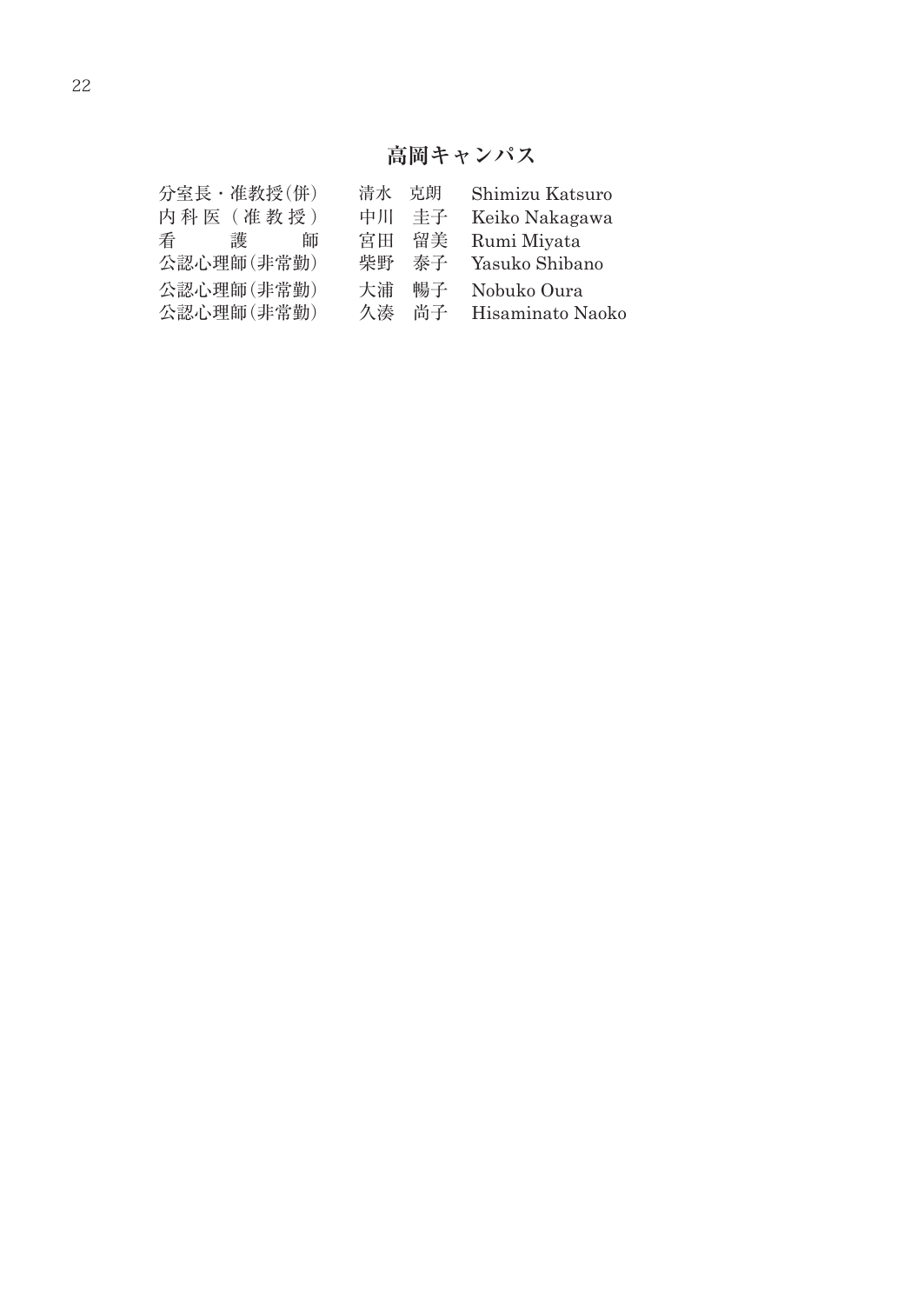## 高岡キャンパス

| | | |
|---|---|---|
| 分室長・准教授(併) | 清水　克朗 | Shimizu Katsuro |
| 内科医（准教授） | 中川　圭子 | Keiko Nakagawa |
| 看護師 | 宮田　留美 | Rumi Miyata |
| 公認心理師(非常勤) | 柴野　泰子 | Yasuko Shibano |
| 公認心理師(非常勤) | 大浦　暢子 | Nobuko Oura |
| 公認心理師(非常勤) | 久湊　尚子 | Hisaminato Naoko |